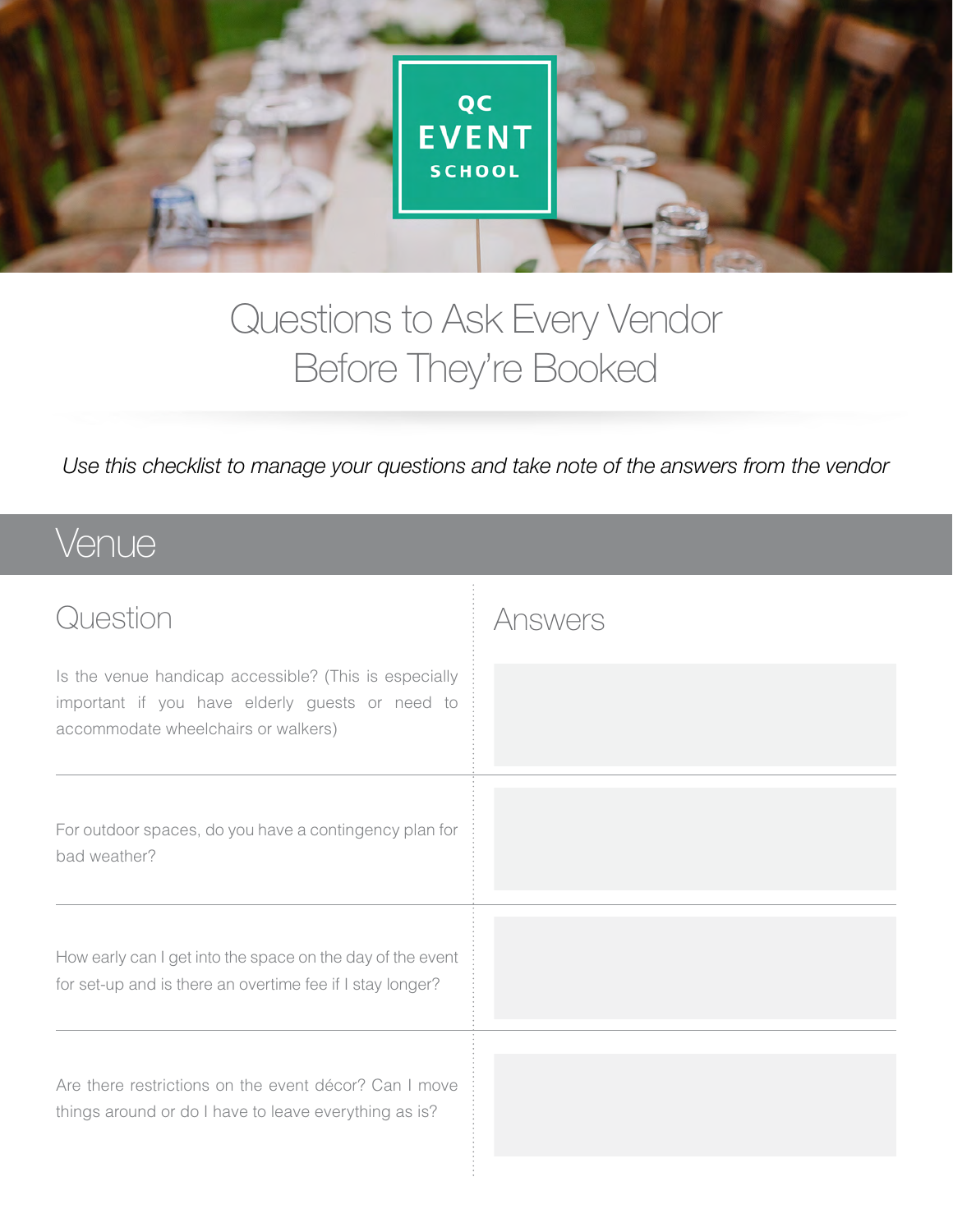QC EVENT SCHOOL

# Questions to Ask Every Vendor Before They're Booked

*Use this checklist to manage your questions and take note of the answers from the vendor*

## Venue

| Question | Answers |
| --- | --- |
| Is the venue handicap accessible? (This is especially important if you have elderly guests or need to accommodate wheelchairs or walkers) | |
| For outdoor spaces, do you have a contingency plan for bad weather? | |
| How early can I get into the space on the day of the event for set-up and is there an overtime fee if I stay longer? | |
| Are there restrictions on the event décor? Can I move things around or do I have to leave everything as is? | |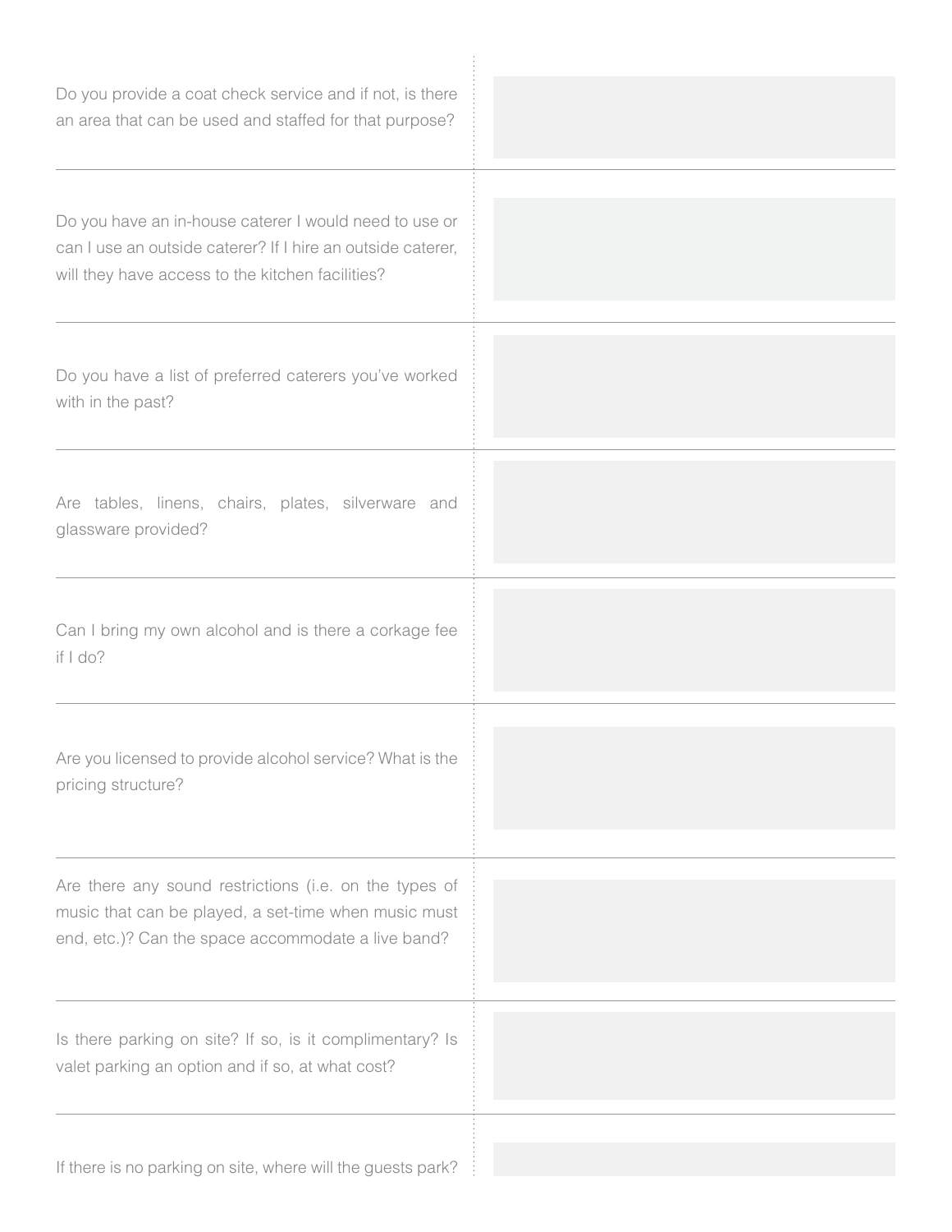| Question | Answer |
| --- | --- |
| Do you provide a coat check service and if not, is there an area that can be used and staffed for that purpose? | |
| Do you have an in-house caterer I would need to use or can I use an outside caterer? If I hire an outside caterer, will they have access to the kitchen facilities? | |
| Do you have a list of preferred caterers you've worked with in the past? | |
| Are tables, linens, chairs, plates, silverware and glassware provided? | |
| Can I bring my own alcohol and is there a corkage fee if I do? | |
| Are you licensed to provide alcohol service? What is the pricing structure? | |
| Are there any sound restrictions (i.e. on the types of music that can be played, a set-time when music must end, etc.)? Can the space accommodate a live band? | |
| Is there parking on site? If so, is it complimentary? Is valet parking an option and if so, at what cost? | |
| If there is no parking on site, where will the guests park? | |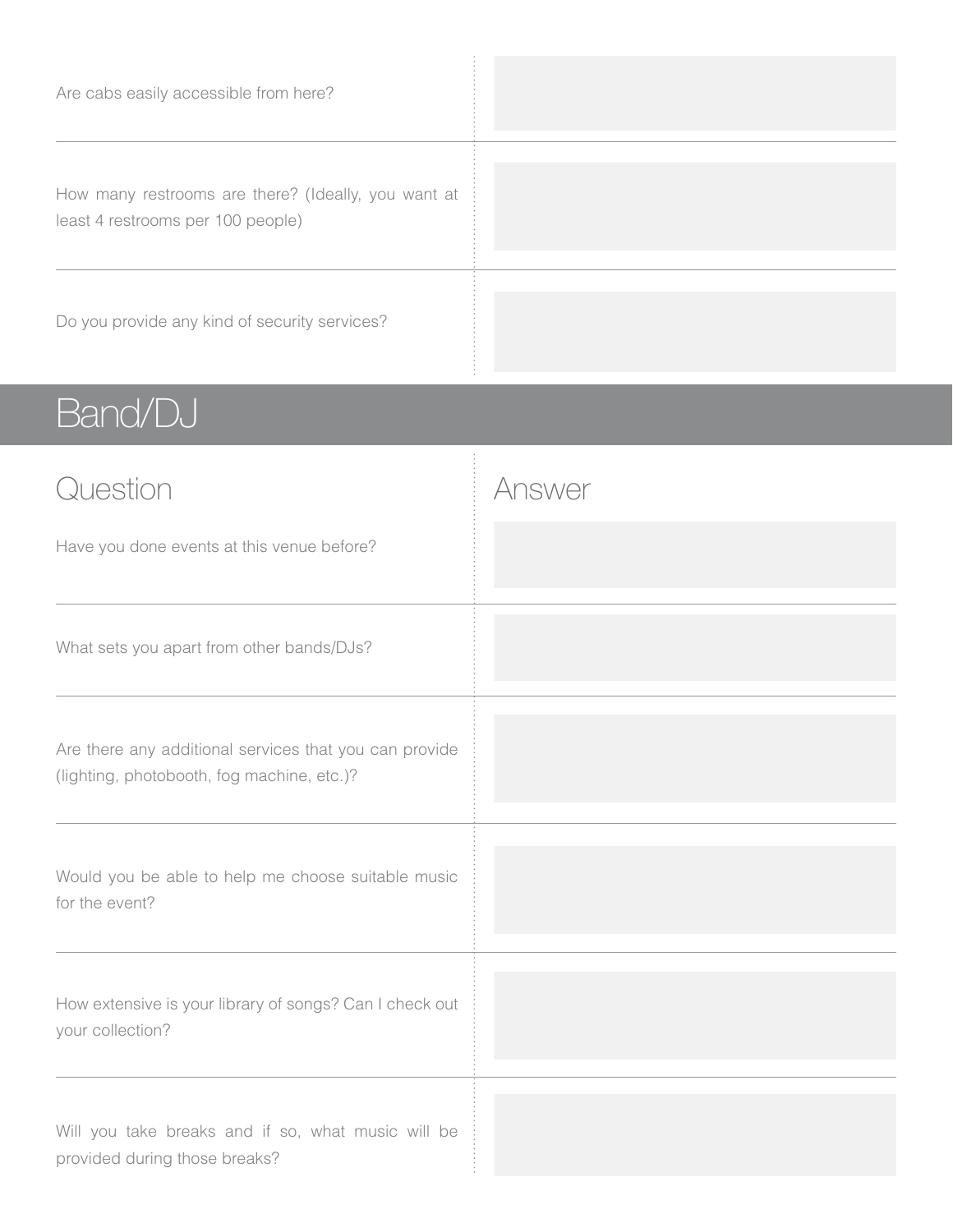| Question | Answer |
| --- | --- |
| Are cabs easily accessible from here? | |
| How many restrooms are there? (Ideally, you want at least 4 restrooms per 100 people) | |
| Do you provide any kind of security services? | |

## Band/DJ

| Question | Answer |
| --- | --- |
| Have you done events at this venue before? | |
| What sets you apart from other bands/DJs? | |
| Are there any additional services that you can provide (lighting, photobooth, fog machine, etc.)? | |
| Would you be able to help me choose suitable music for the event? | |
| How extensive is your library of songs? Can I check out your collection? | |
| Will you take breaks and if so, what music will be provided during those breaks? | |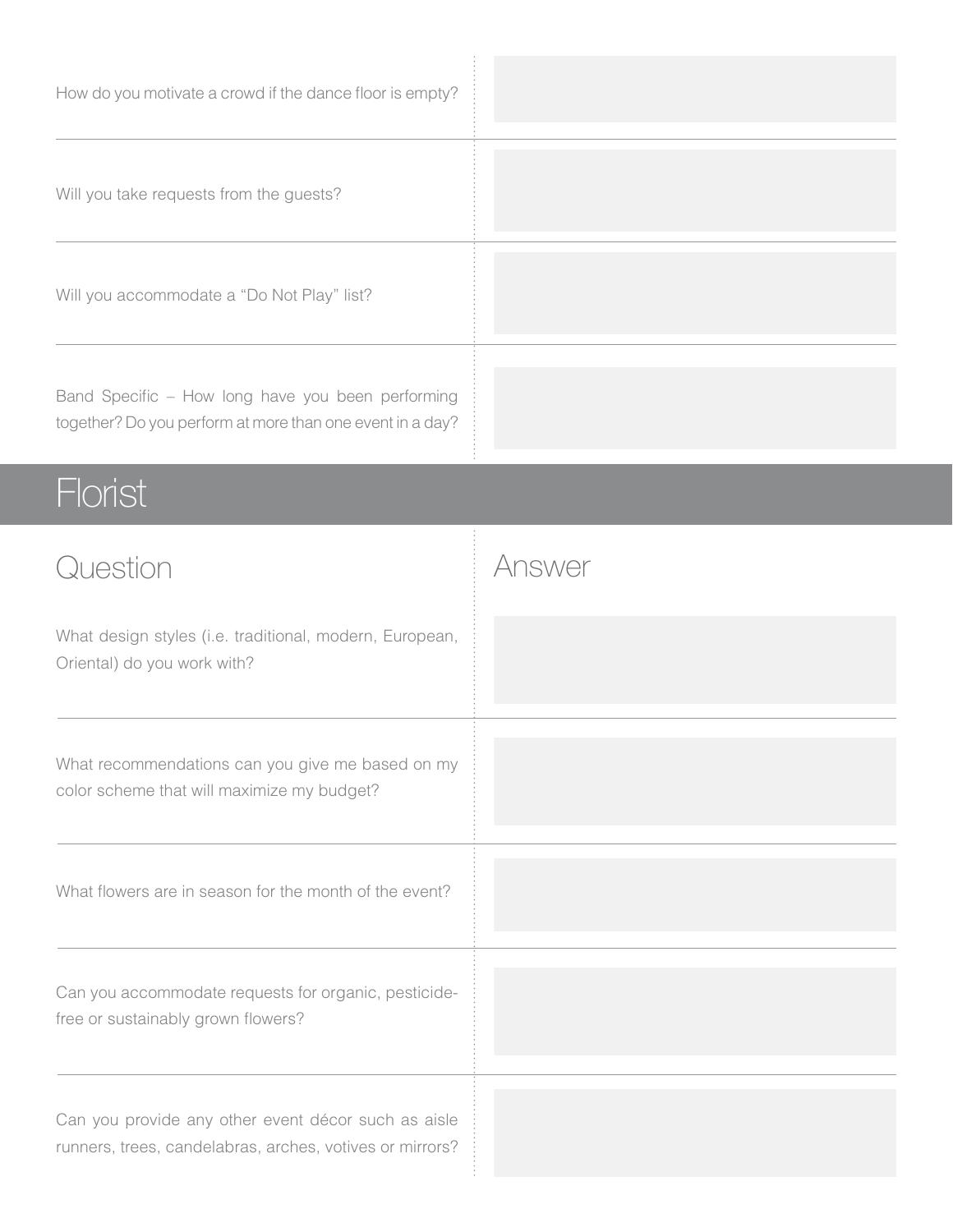| | |
|---|---|
| How do you motivate a crowd if the dance floor is empty? | |
| Will you take requests from the guests? | |
| Will you accommodate a "Do Not Play" list? | |
| Band Specific – How long have you been performing together? Do you perform at more than one event in a day? | |

## Florist

| Question | Answer |
|---|---|
| What design styles (i.e. traditional, modern, European, Oriental) do you work with? | |
| What recommendations can you give me based on my color scheme that will maximize my budget? | |
| What flowers are in season for the month of the event? | |
| Can you accommodate requests for organic, pesticide-free or sustainably grown flowers? | |
| Can you provide any other event décor such as aisle runners, trees, candelabras, arches, votives or mirrors? | |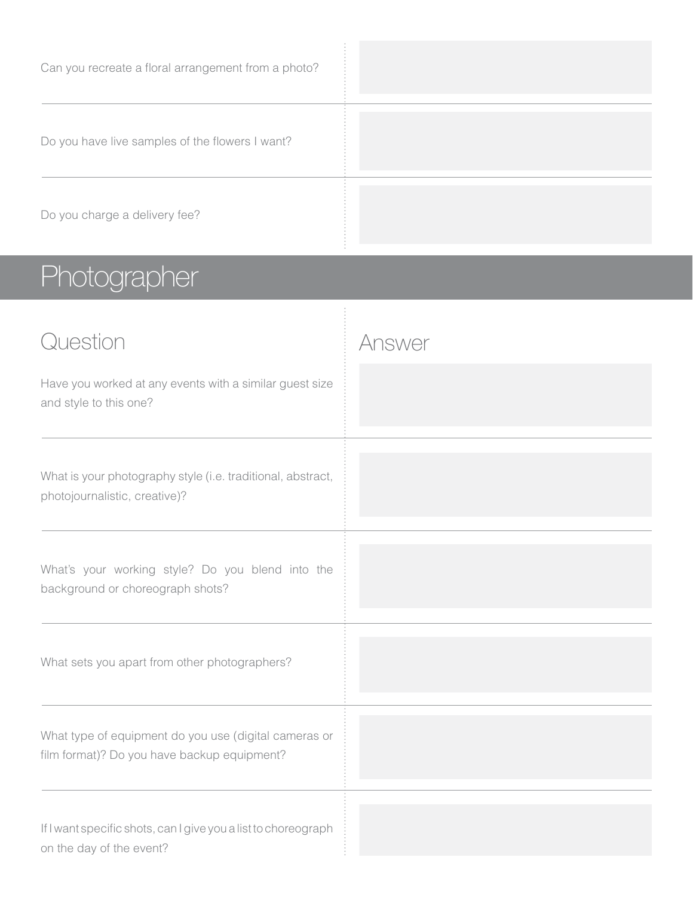| | |
|---|---|
| Can you recreate a floral arrangement from a photo? | |
| Do you have live samples of the flowers I want? | |
| Do you charge a delivery fee? | |

## Photographer

| Question | Answer |
|---|---|
| Have you worked at any events with a similar guest size and style to this one? | |
| What is your photography style (i.e. traditional, abstract, photojournalistic, creative)? | |
| What's your working style? Do you blend into the background or choreograph shots? | |
| What sets you apart from other photographers? | |
| What type of equipment do you use (digital cameras or film format)? Do you have backup equipment? | |
| If I want specific shots, can I give you a list to choreograph on the day of the event? | |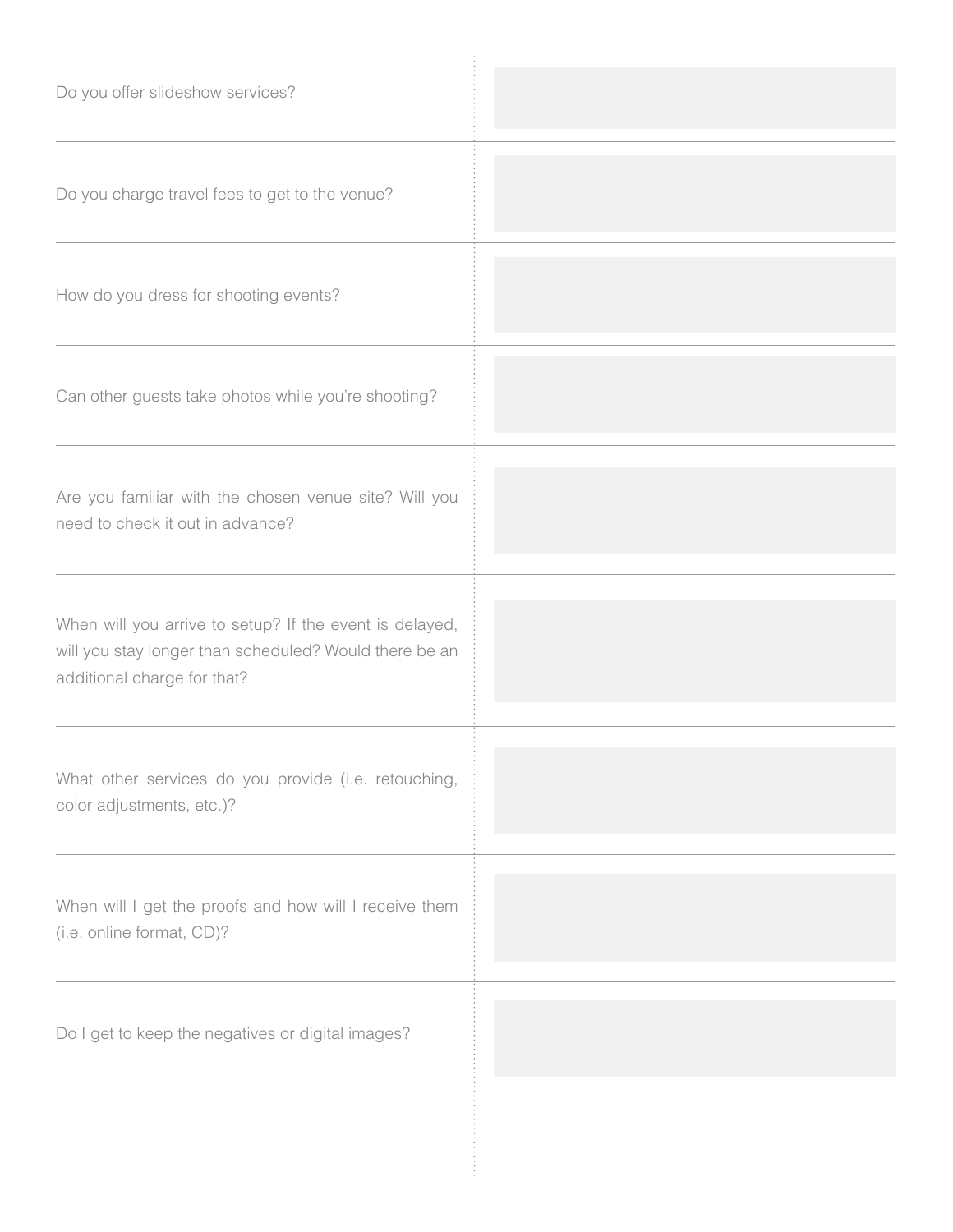| Question | Answer |
| --- | --- |
| Do you offer slideshow services? | |
| Do you charge travel fees to get to the venue? | |
| How do you dress for shooting events? | |
| Can other guests take photos while you're shooting? | |
| Are you familiar with the chosen venue site? Will you need to check it out in advance? | |
| When will you arrive to setup? If the event is delayed, will you stay longer than scheduled? Would there be an additional charge for that? | |
| What other services do you provide (i.e. retouching, color adjustments, etc.)? | |
| When will I get the proofs and how will I receive them (i.e. online format, CD)? | |
| Do I get to keep the negatives or digital images? | |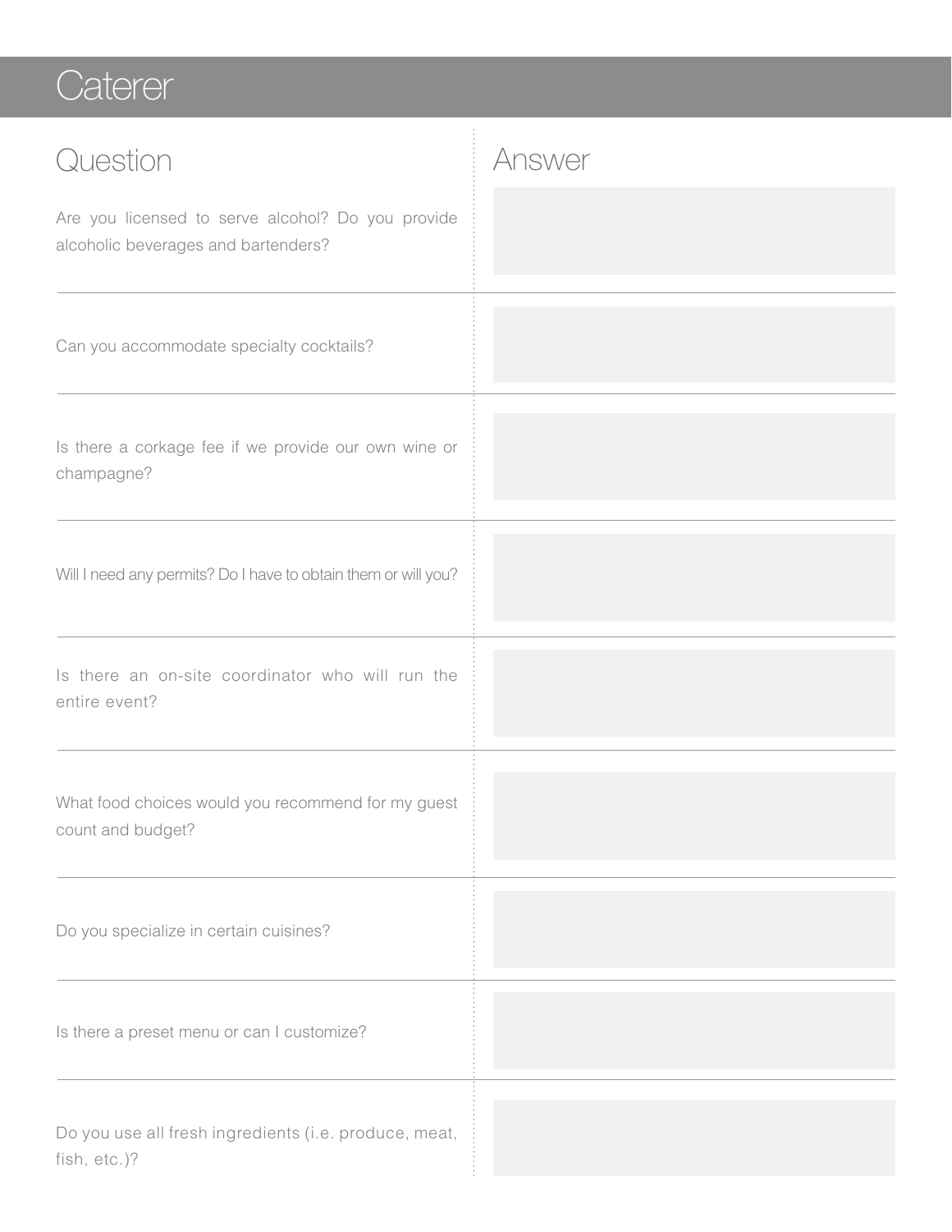# Caterer

| Question | Answer |
| --- | --- |
| Are you licensed to serve alcohol? Do you provide alcoholic beverages and bartenders? | |
| Can you accommodate specialty cocktails? | |
| Is there a corkage fee if we provide our own wine or champagne? | |
| Will I need any permits? Do I have to obtain them or will you? | |
| Is there an on-site coordinator who will run the entire event? | |
| What food choices would you recommend for my guest count and budget? | |
| Do you specialize in certain cuisines? | |
| Is there a preset menu or can I customize? | |
| Do you use all fresh ingredients (i.e. produce, meat, fish, etc.)? | |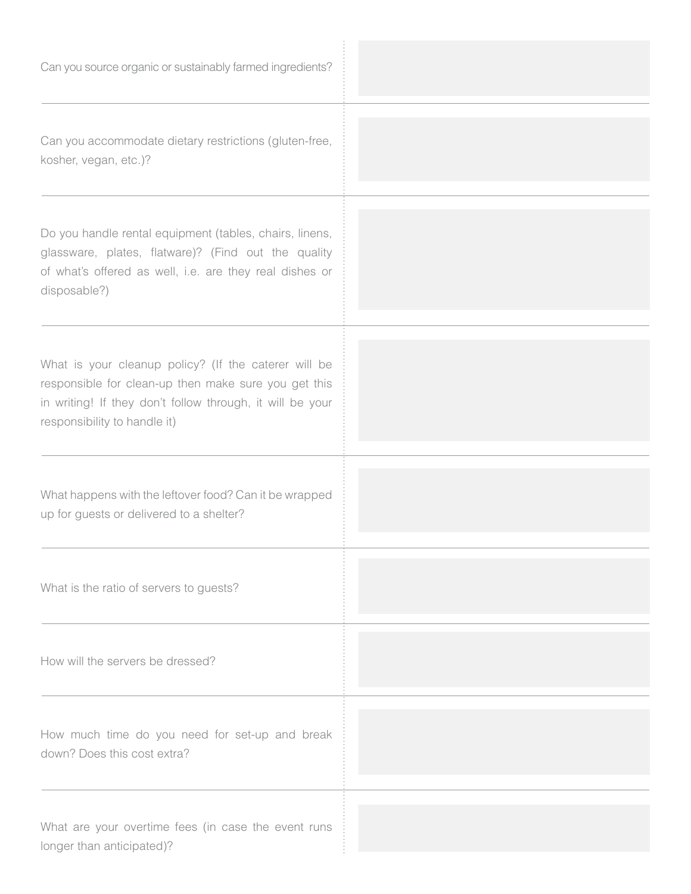| Question | Answer |
| --- | --- |
| Can you source organic or sustainably farmed ingredients? | |
| Can you accommodate dietary restrictions (gluten-free, kosher, vegan, etc.)? | |
| Do you handle rental equipment (tables, chairs, linens, glassware, plates, flatware)? (Find out the quality of what's offered as well, i.e. are they real dishes or disposable?) | |
| What is your cleanup policy? (If the caterer will be responsible for clean-up then make sure you get this in writing! If they don't follow through, it will be your responsibility to handle it) | |
| What happens with the leftover food? Can it be wrapped up for guests or delivered to a shelter? | |
| What is the ratio of servers to guests? | |
| How will the servers be dressed? | |
| How much time do you need for set-up and break down? Does this cost extra? | |
| What are your overtime fees (in case the event runs longer than anticipated)? | |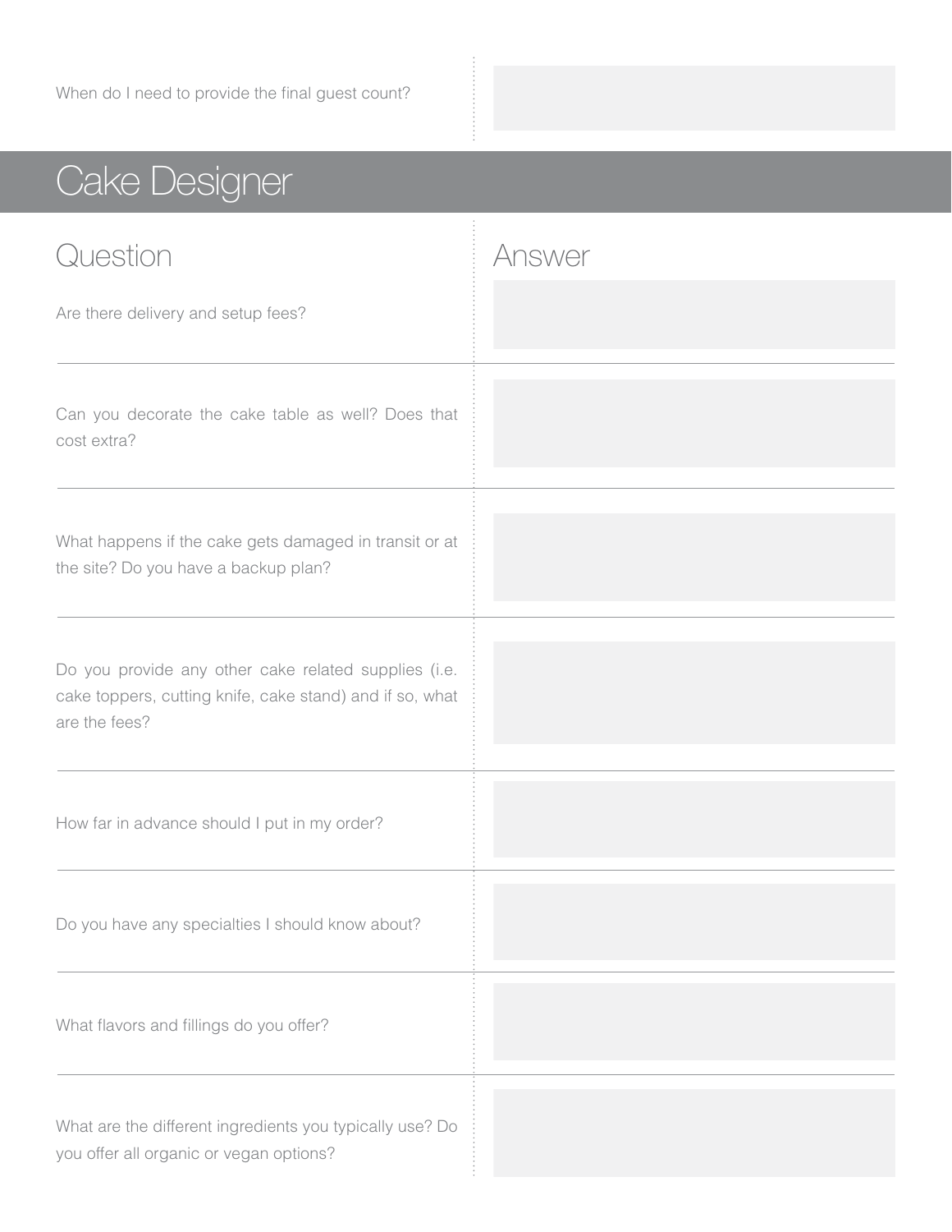| | |
|---|---|
| When do I need to provide the final guest count? | |

## Cake Designer

| Question | Answer |
|---|---|
| Are there delivery and setup fees? | |
| Can you decorate the cake table as well? Does that cost extra? | |
| What happens if the cake gets damaged in transit or at the site? Do you have a backup plan? | |
| Do you provide any other cake related supplies (i.e. cake toppers, cutting knife, cake stand) and if so, what are the fees? | |
| How far in advance should I put in my order? | |
| Do you have any specialties I should know about? | |
| What flavors and fillings do you offer? | |
| What are the different ingredients you typically use? Do you offer all organic or vegan options? | |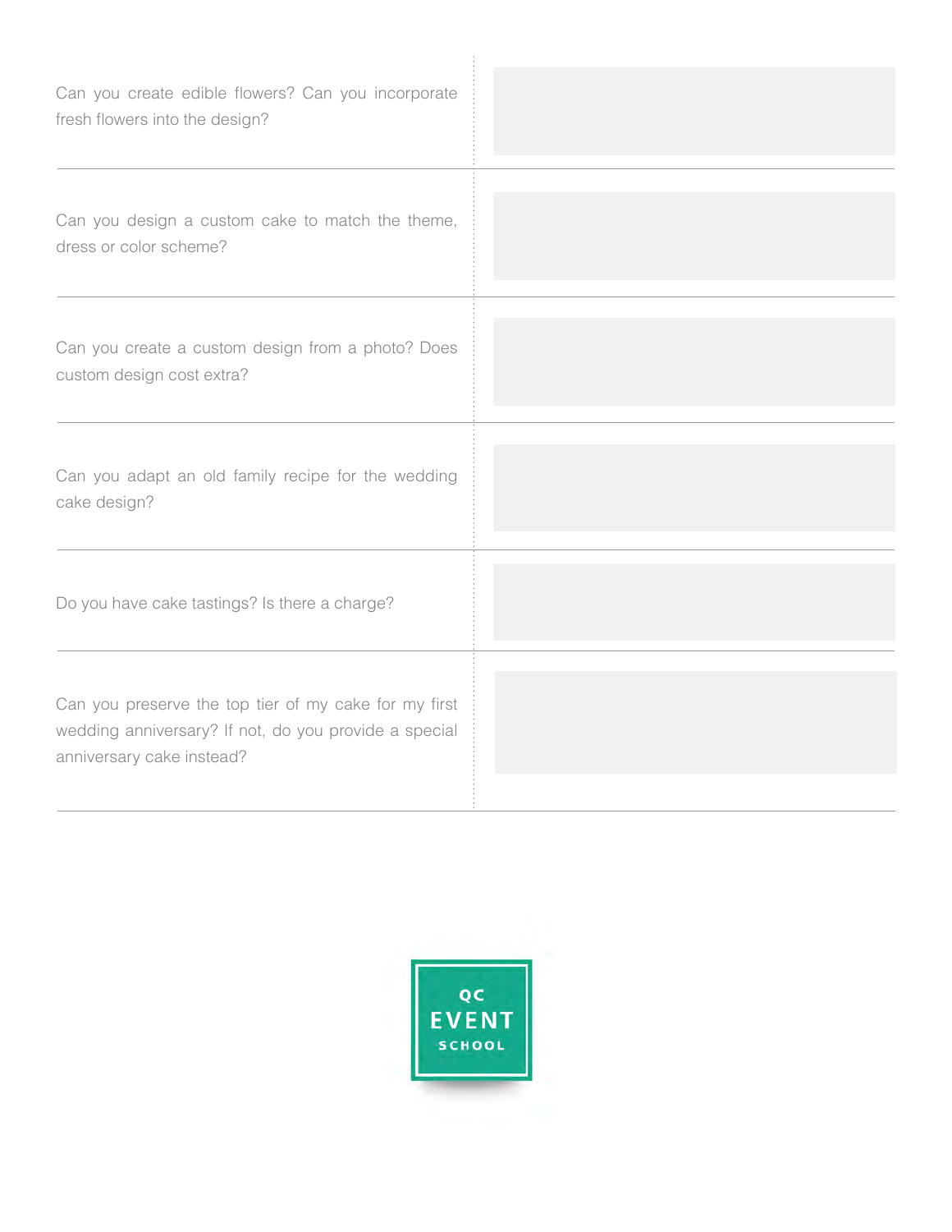| | |
|---|---|
| Can you create edible flowers? Can you incorporate fresh flowers into the design? | |
| Can you design a custom cake to match the theme, dress or color scheme? | |
| Can you create a custom design from a photo? Does custom design cost extra? | |
| Can you adapt an old family recipe for the wedding cake design? | |
| Do you have cake tastings? Is there a charge? | |
| Can you preserve the top tier of my cake for my first wedding anniversary? If not, do you provide a special anniversary cake instead? | |

QC EVENT SCHOOL